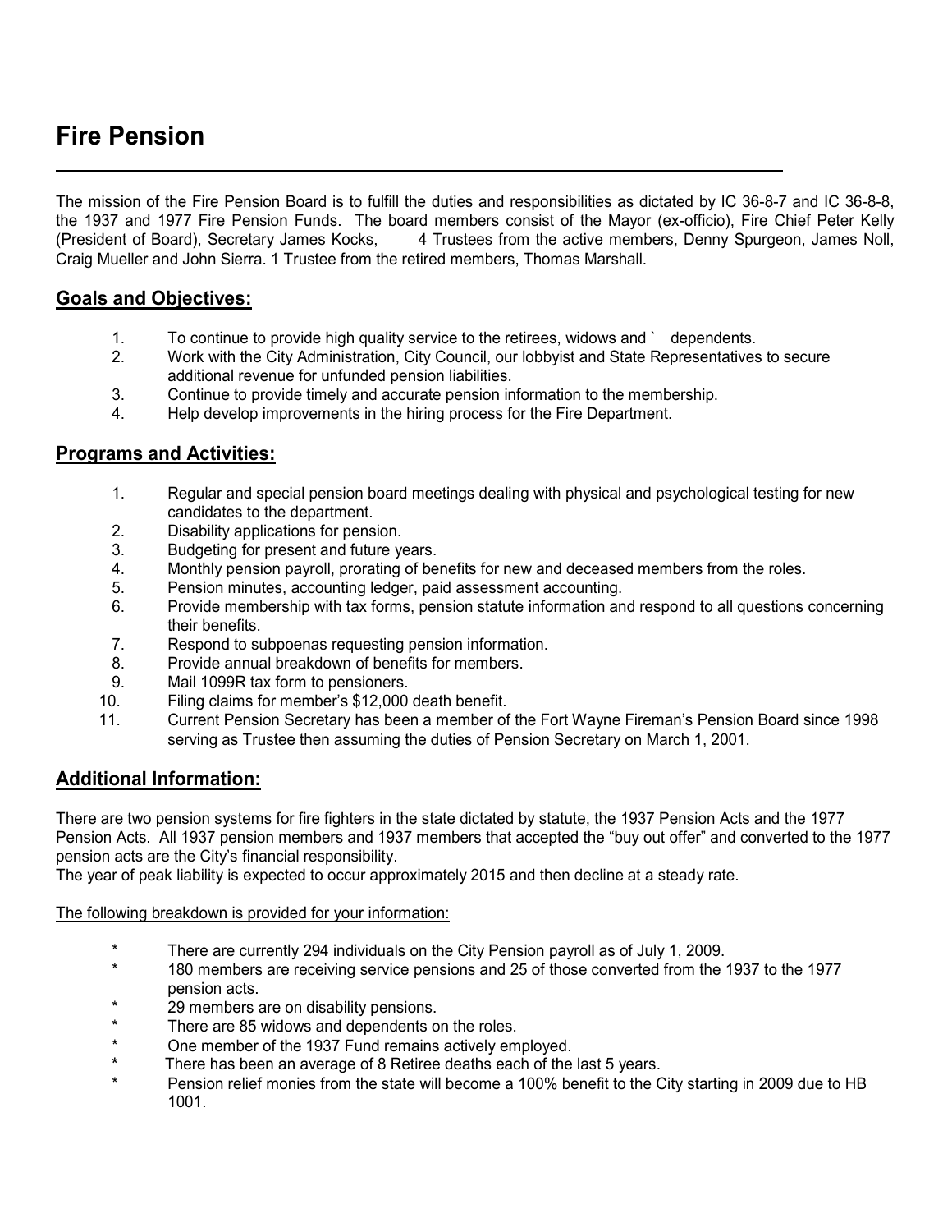# Fire Pension

The mission of the Fire Pension Board is to fulfill the duties and responsibilities as dictated by IC 36-8-7 and IC 36-8-8, the 1937 and 1977 Fire Pension Funds. The board members consist of the Mayor (ex-officio), Fire Chief Peter Kelly (President of Board), Secretary James Kocks, 4 Trustees from the active members, Denny Spurgeon, James Noll, Craig Mueller and John Sierra. 1 Trustee from the retired members, Thomas Marshall.

## Goals and Objectives:

1. To continue to provide high quality service to the retirees, widows and ` dependents.
2. Work with the City Administration, City Council, our lobbyist and State Representatives to secure additional revenue for unfunded pension liabilities.
3. Continue to provide timely and accurate pension information to the membership.
4. Help develop improvements in the hiring process for the Fire Department.

## Programs and Activities:

1. Regular and special pension board meetings dealing with physical and psychological testing for new candidates to the department.
2. Disability applications for pension.
3. Budgeting for present and future years.
4. Monthly pension payroll, prorating of benefits for new and deceased members from the roles.
5. Pension minutes, accounting ledger, paid assessment accounting.
6. Provide membership with tax forms, pension statute information and respond to all questions concerning their benefits.
7. Respond to subpoenas requesting pension information.
8. Provide annual breakdown of benefits for members.
9. Mail 1099R tax form to pensioners.
10. Filing claims for member's $12,000 death benefit.
11. Current Pension Secretary has been a member of the Fort Wayne Fireman's Pension Board since 1998 serving as Trustee then assuming the duties of Pension Secretary on March 1, 2001.

## Additional Information:

There are two pension systems for fire fighters in the state dictated by statute, the 1937 Pension Acts and the 1977 Pension Acts. All 1937 pension members and 1937 members that accepted the "buy out offer" and converted to the 1977 pension acts are the City's financial responsibility.
The year of peak liability is expected to occur approximately 2015 and then decline at a steady rate.

<u>The following breakdown is provided for your information:</u>

* There are currently 294 individuals on the City Pension payroll as of July 1, 2009.
* 180 members are receiving service pensions and 25 of those converted from the 1937 to the 1977 pension acts.
* 29 members are on disability pensions.
* There are 85 widows and dependents on the roles.
* One member of the 1937 Fund remains actively employed.
* There has been an average of 8 Retiree deaths each of the last 5 years.
* Pension relief monies from the state will become a 100% benefit to the City starting in 2009 due to HB 1001.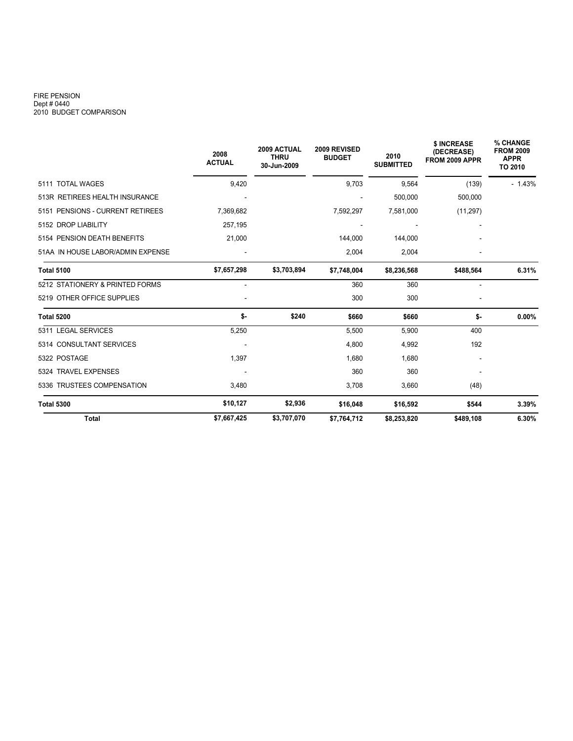FIRE PENSION
Dept # 0440
2010 BUDGET COMPARISON

| | 2008 ACTUAL | 2009 ACTUAL THRU 30-Jun-2009 | 2009 REVISED BUDGET | 2010 SUBMITTED | $ INCREASE (DECREASE) FROM 2009 APPR | % CHANGE FROM 2009 APPR TO 2010 |
|---|---|---|---|---|---|---|
| 5111 TOTAL WAGES | 9,420 | | 9,703 | 9,564 | (139) | - 1.43% |
| 513R RETIREES HEALTH INSURANCE | - | | - | 500,000 | 500,000 | |
| 5151 PENSIONS - CURRENT RETIREES | 7,369,682 | | 7,592,297 | 7,581,000 | (11,297) | |
| 5152 DROP LIABILITY | 257,195 | | - | - | - | |
| 5154 PENSION DEATH BENEFITS | 21,000 | | 144,000 | 144,000 | - | |
| 51AA IN HOUSE LABOR/ADMIN EXPENSE | - | | 2,004 | 2,004 | - | |
| **Total 5100** | **$7,657,298** | **$3,703,894** | **$7,748,004** | **$8,236,568** | **$488,564** | **6.31%** |
| 5212 STATIONERY & PRINTED FORMS | - | | 360 | 360 | - | |
| 5219 OTHER OFFICE SUPPLIES | - | | 300 | 300 | - | |
| **Total 5200** | **$-** | **$240** | **$660** | **$660** | **$-** | **0.00%** |
| 5311 LEGAL SERVICES | 5,250 | | 5,500 | 5,900 | 400 | |
| 5314 CONSULTANT SERVICES | - | | 4,800 | 4,992 | 192 | |
| 5322 POSTAGE | 1,397 | | 1,680 | 1,680 | - | |
| 5324 TRAVEL EXPENSES | - | | 360 | 360 | - | |
| 5336 TRUSTEES COMPENSATION | 3,480 | | 3,708 | 3,660 | (48) | |
| **Total 5300** | **$10,127** | **$2,936** | **$16,048** | **$16,592** | **$544** | **3.39%** |
| **Total** | **$7,667,425** | **$3,707,070** | **$7,764,712** | **$8,253,820** | **$489,108** | **6.30%** |